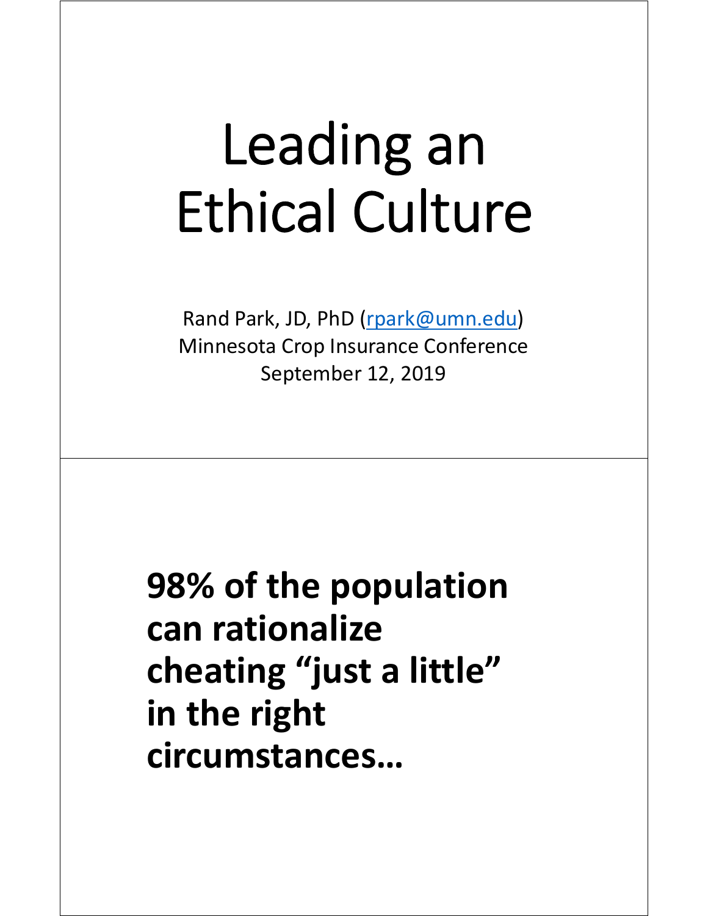# Leading an Ethical Culture

Rand Park, JD, PhD (rpark@umn.edu)
Minnesota Crop Insurance Conference
September 12, 2019

**98% of the population can rationalize cheating "just a little" in the right circumstances…**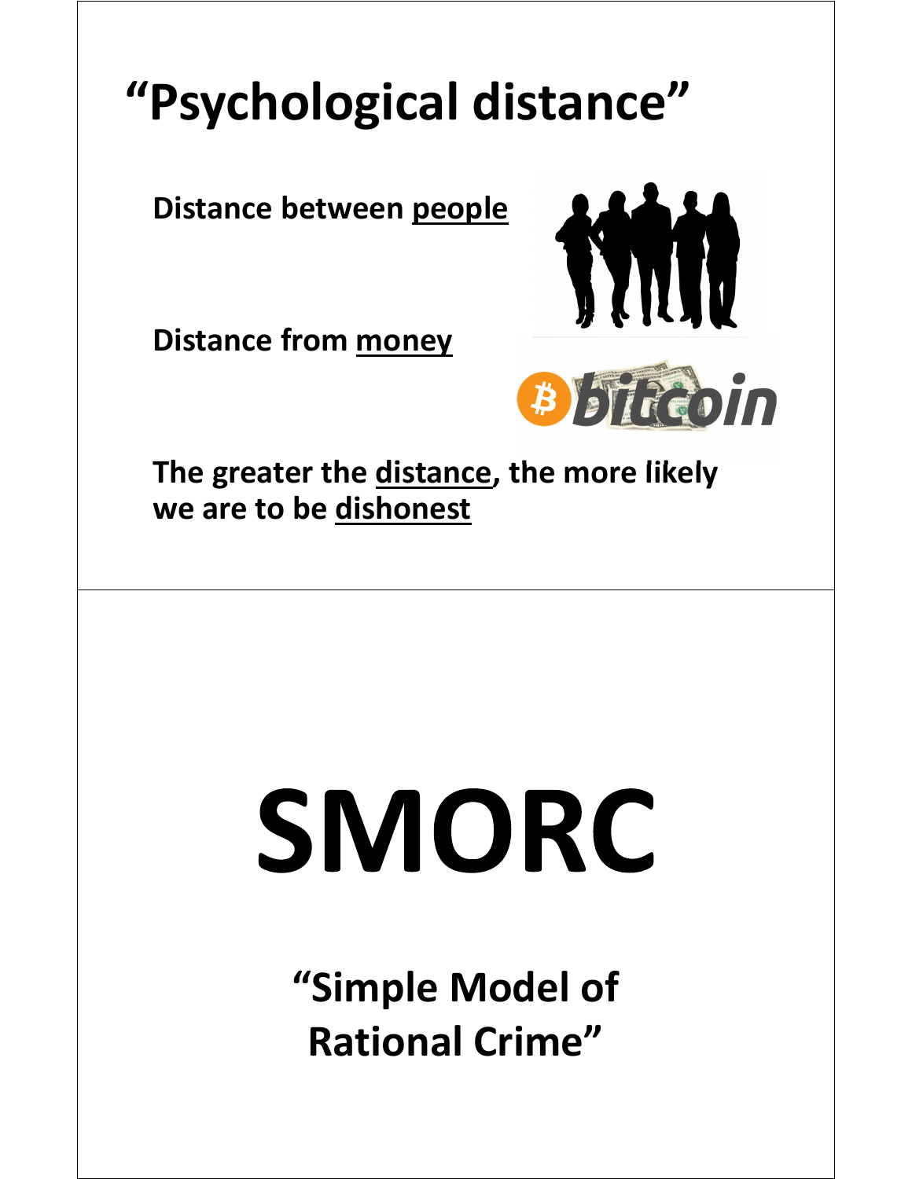# "Psychological distance"

**Distance between <u>people</u>**

**Distance from <u>money</u>**

**The greater the <u>distance</u>, the more likely we are to be <u>dishonest</u>**

# SMORC

## "Simple Model of Rational Crime"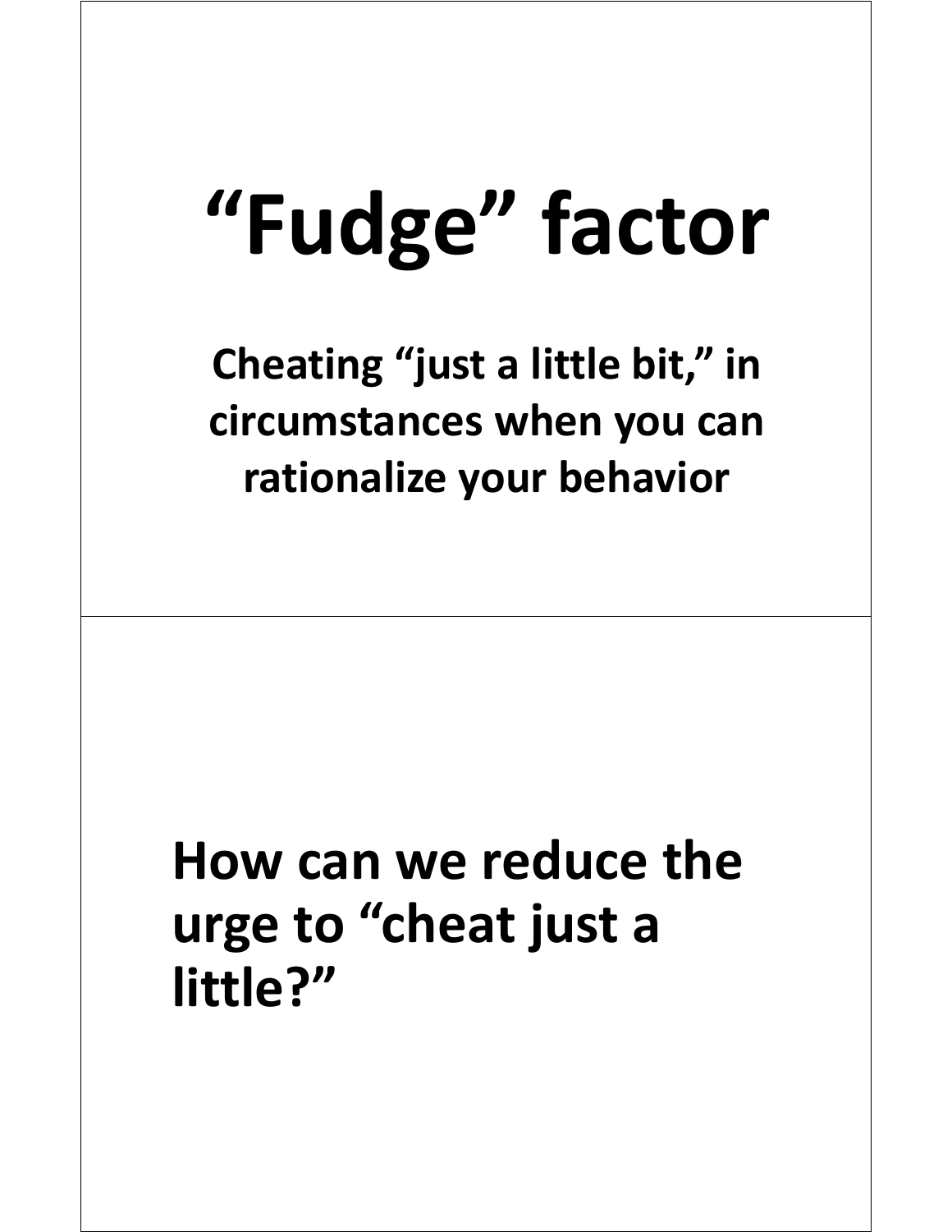# “Fudge” factor

**Cheating “just a little bit,” in circumstances when you can rationalize your behavior**

## How can we reduce the urge to “cheat just a little?”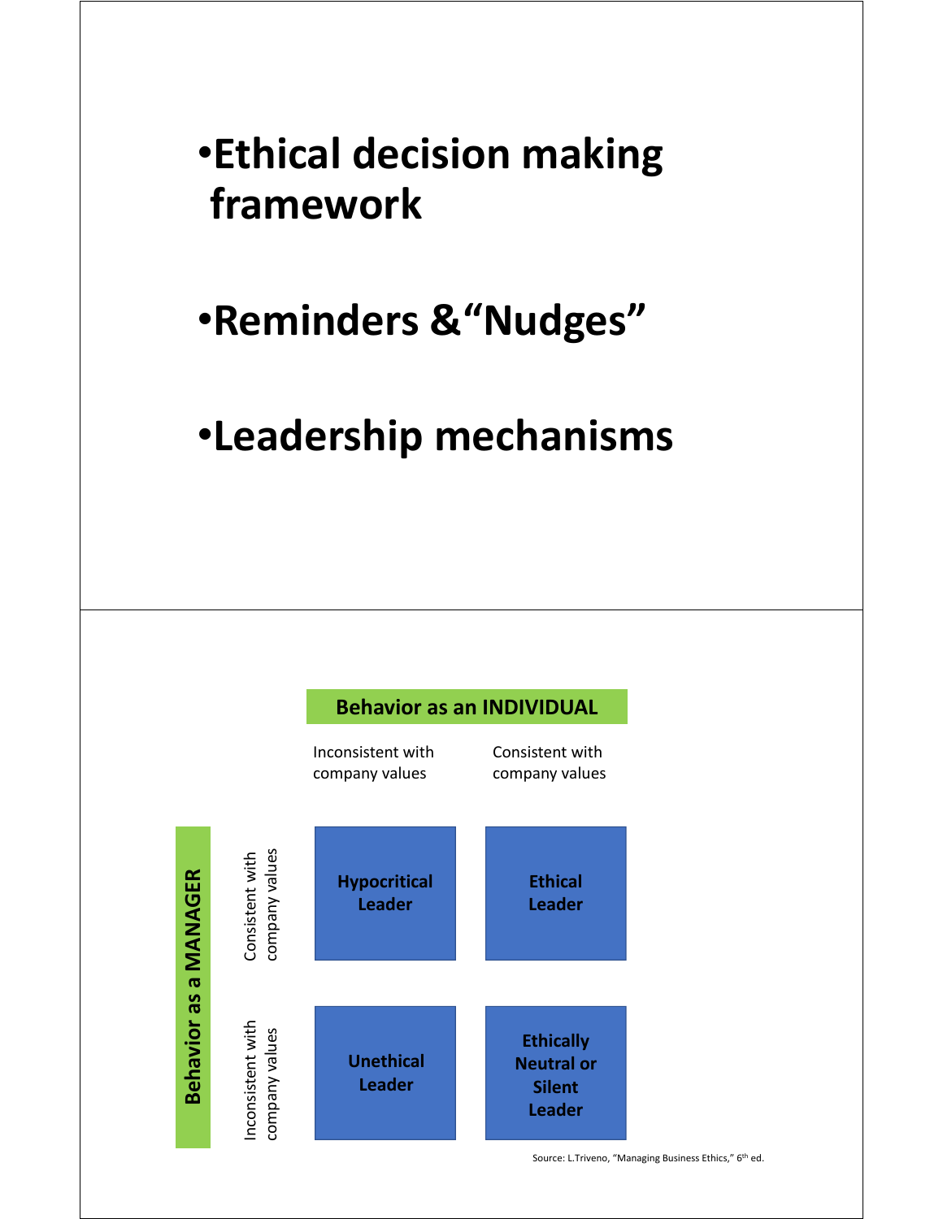- **Ethical decision making framework**
- **Reminders & "Nudges"**
- **Leadership mechanisms**

| **Behavior as a MANAGER** | **Behavior as an INDIVIDUAL:** Inconsistent with company values | **Behavior as an INDIVIDUAL:** Consistent with company values |
| --- | --- | --- |
| Consistent with company values | **Hypocritical Leader** | **Ethical Leader** |
| Inconsistent with company values | **Unethical Leader** | **Ethically Neutral or Silent Leader** |

Source: L.Triveno, "Managing Business Ethics," 6th ed.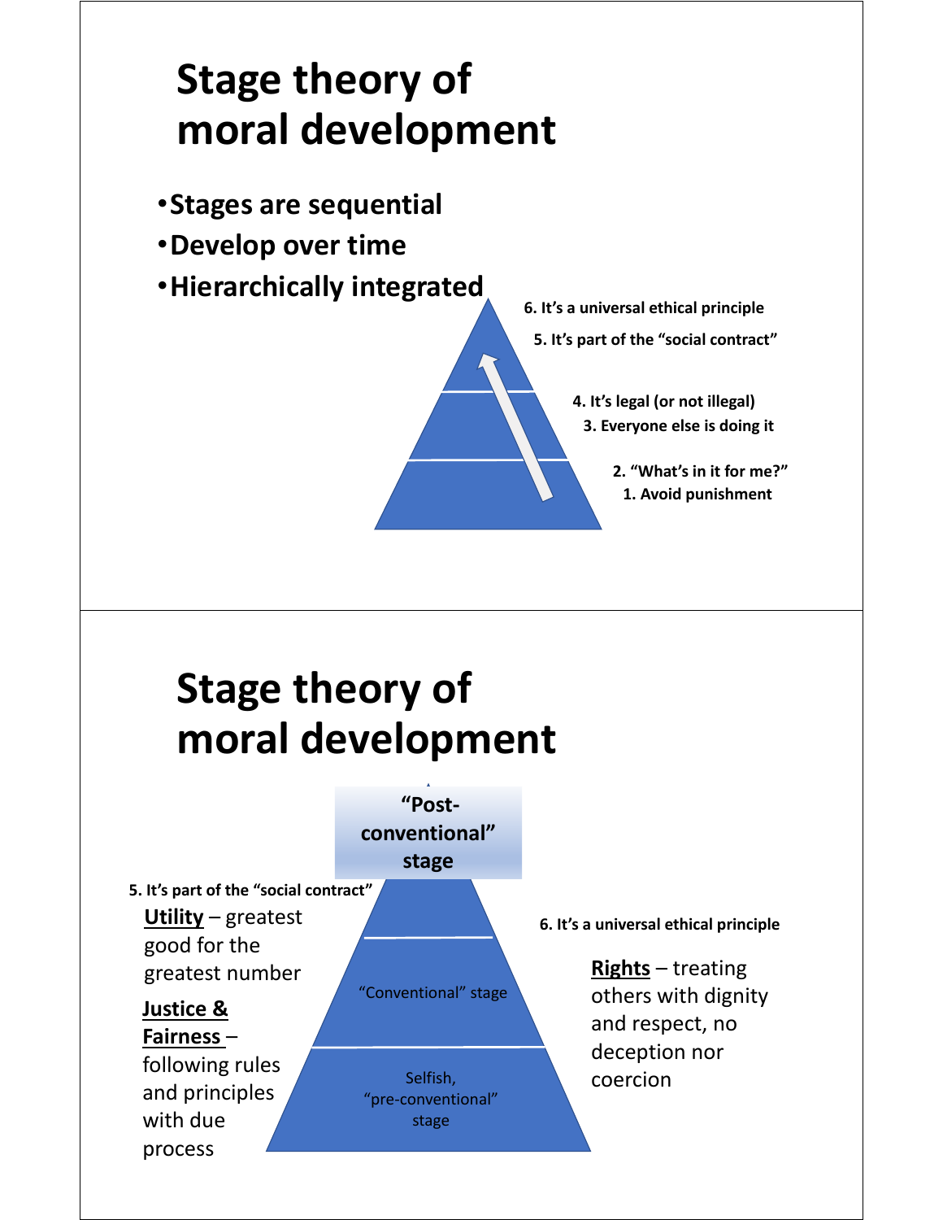# Stage theory of moral development

- Stages are sequential
- Develop over time
- Hierarchically integrated

6. It's a universal ethical principle

5. It's part of the "social contract"

4. It's legal (or not illegal)

3. Everyone else is doing it

2. "What's in it for me?"

1. Avoid punishment

# Stage theory of moral development

"Post-conventional" stage

"Conventional" stage

Selfish, "pre-conventional" stage

5. It's part of the "social contract"

**Utility** – greatest good for the greatest number

**Justice & Fairness** – following rules and principles with due process

6. It's a universal ethical principle

**Rights** – treating others with dignity and respect, no deception nor coercion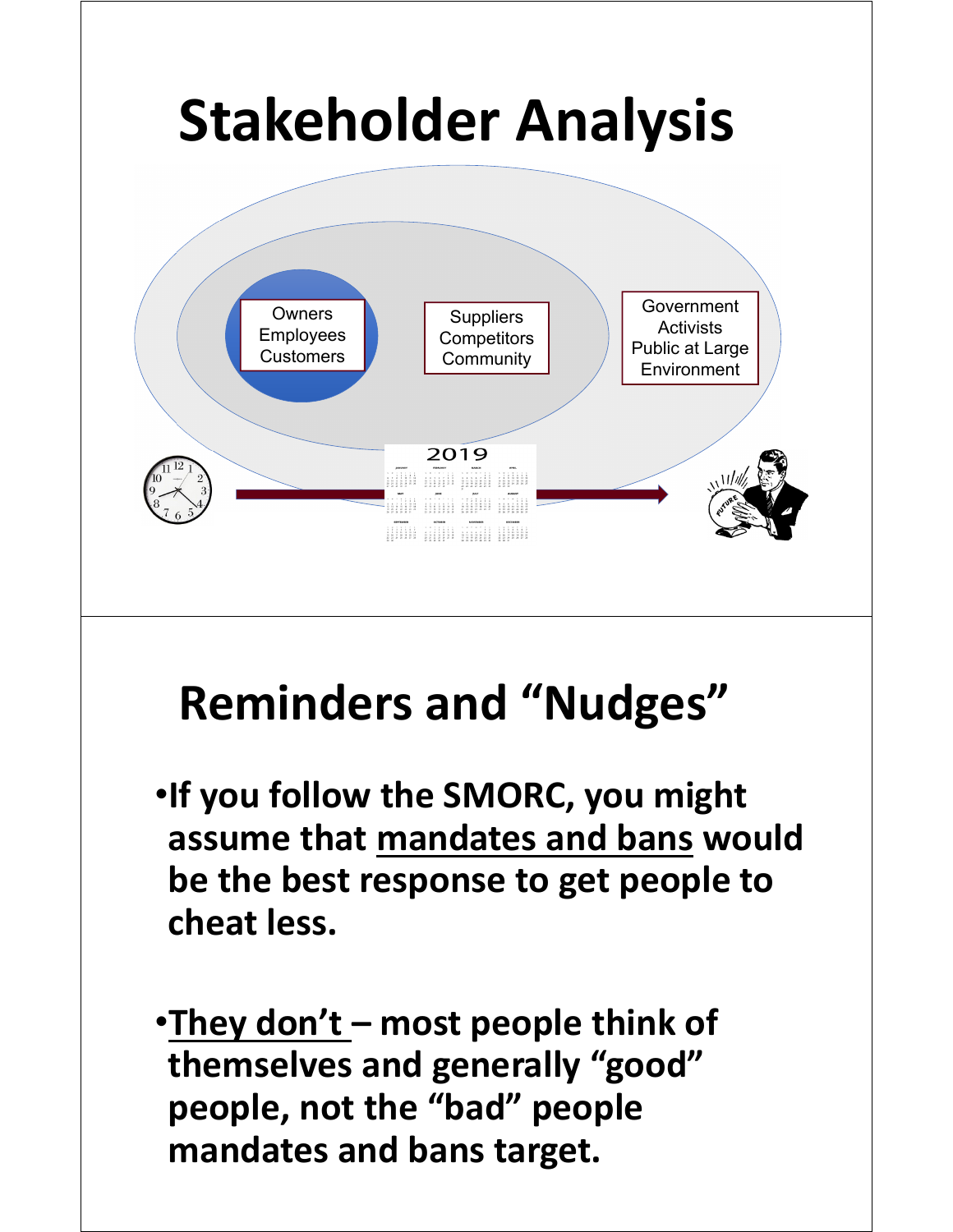# Stakeholder Analysis

Owners
Employees
Customers

Suppliers
Competitors
Community

Government
Activists
Public at Large
Environment

2019

# Reminders and "Nudges"

- **If you follow the SMORC, you might assume that <u>mandates and bans</u> would be the best response to get people to cheat less.**

- **<u>They don't</u> – most people think of themselves and generally "good" people, not the "bad" people mandates and bans target.**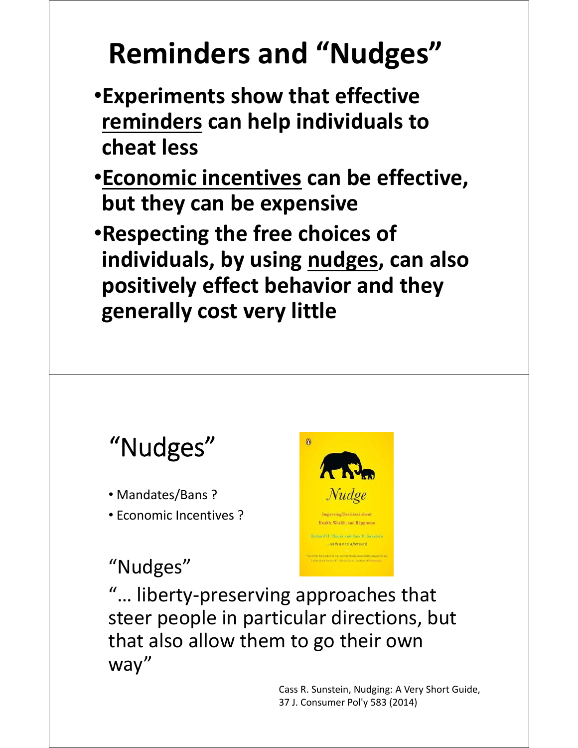# Reminders and "Nudges"

- Experiments show that effective <u>reminders</u> can help individuals to cheat less
- <u>Economic incentives</u> can be effective, but they can be expensive
- Respecting the free choices of individuals, by using <u>nudges</u>, can also positively effect behavior and they generally cost very little

# "Nudges"

- Mandates/Bans ?
- Economic Incentives ?

"Nudges"

"… liberty-preserving approaches that steer people in particular directions, but that also allow them to go their own way"

Cass R. Sunstein, Nudging: A Very Short Guide, 37 J. Consumer Pol'y 583 (2014)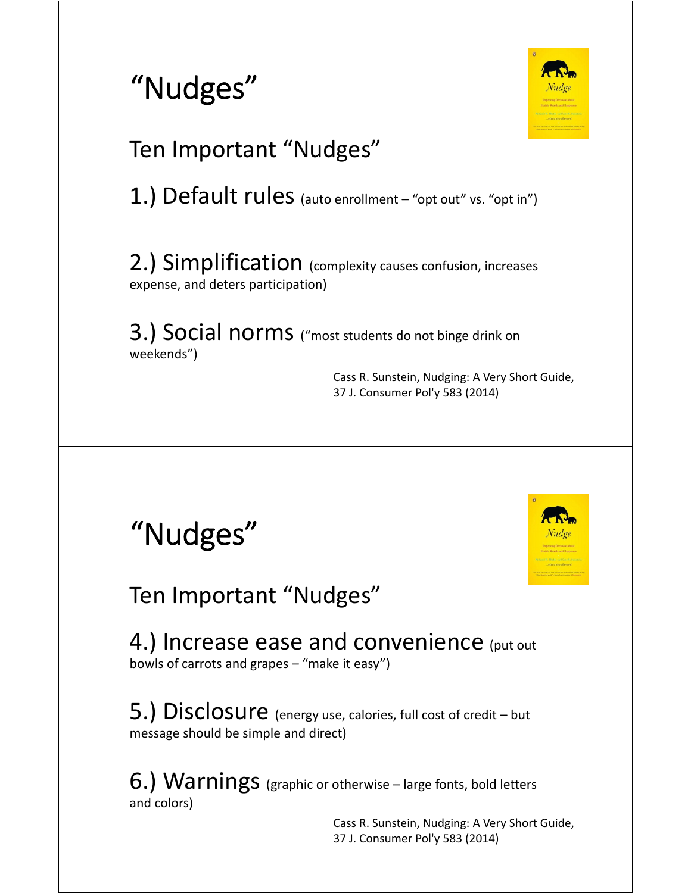# "Nudges"

## Ten Important "Nudges"

1.) Default rules (auto enrollment – "opt out" vs. "opt in")

2.) Simplification (complexity causes confusion, increases expense, and deters participation)

3.) Social norms ("most students do not binge drink on weekends")

Cass R. Sunstein, Nudging: A Very Short Guide, 37 J. Consumer Pol'y 583 (2014)

# "Nudges"

## Ten Important "Nudges"

4.) Increase ease and convenience (put out bowls of carrots and grapes – "make it easy")

5.) Disclosure (energy use, calories, full cost of credit – but message should be simple and direct)

6.) Warnings (graphic or otherwise – large fonts, bold letters and colors)

Cass R. Sunstein, Nudging: A Very Short Guide, 37 J. Consumer Pol'y 583 (2014)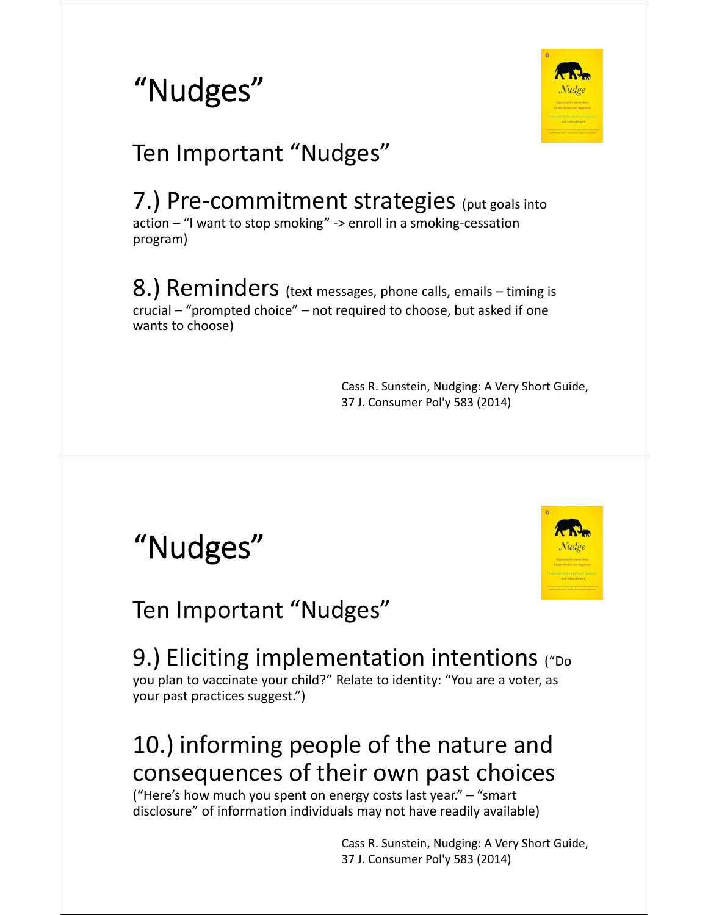# "Nudges"

## Ten Important "Nudges"

### 7.) Pre-commitment strategies (put goals into action – "I want to stop smoking" -> enroll in a smoking-cessation program)

### 8.) Reminders (text messages, phone calls, emails – timing is crucial – "prompted choice" – not required to choose, but asked if one wants to choose)

Cass R. Sunstein, Nudging: A Very Short Guide, 37 J. Consumer Pol'y 583 (2014)

# "Nudges"

## Ten Important "Nudges"

### 9.) Eliciting implementation intentions ("Do you plan to vaccinate your child?" Relate to identity: "You are a voter, as your past practices suggest.")

### 10.) informing people of the nature and consequences of their own past choices

("Here's how much you spent on energy costs last year." – "smart disclosure" of information individuals may not have readily available)

Cass R. Sunstein, Nudging: A Very Short Guide, 37 J. Consumer Pol'y 583 (2014)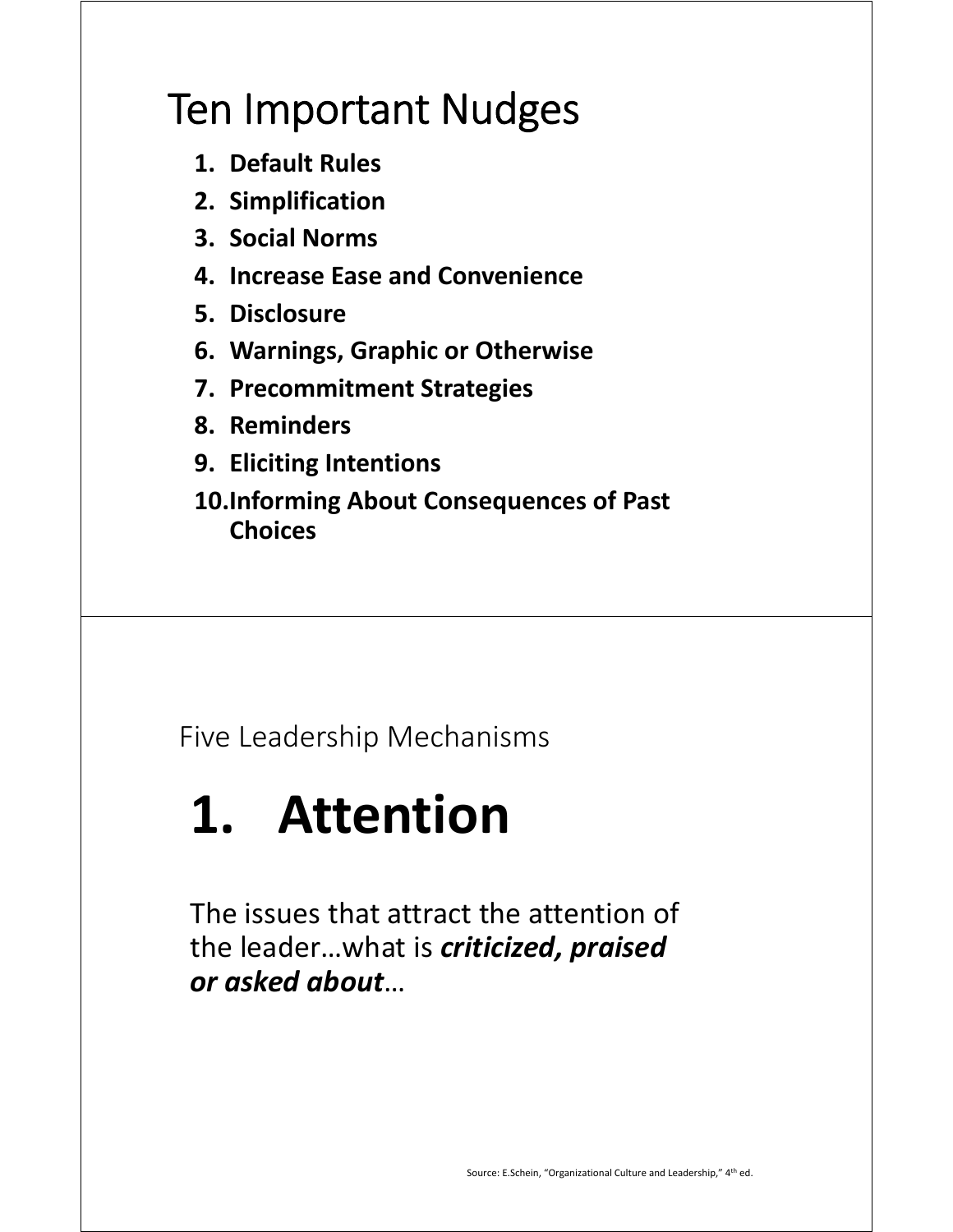# Ten Important Nudges

1. **Default Rules**
2. **Simplification**
3. **Social Norms**
4. **Increase Ease and Convenience**
5. **Disclosure**
6. **Warnings, Graphic or Otherwise**
7. **Precommitment Strategies**
8. **Reminders**
9. **Eliciting Intentions**
10. **Informing About Consequences of Past Choices**

Five Leadership Mechanisms

# 1. Attention

The issues that attract the attention of the leader…what is ***criticized, praised or asked about***…

Source: E.Schein, "Organizational Culture and Leadership," 4th ed.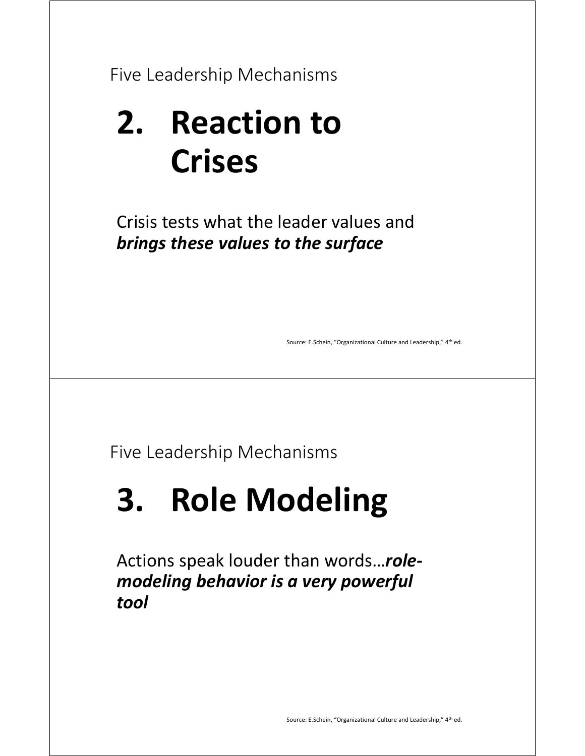Five Leadership Mechanisms

# 2. Reaction to Crises

Crisis tests what the leader values and ***brings these values to the surface***

Source: E.Schein, "Organizational Culture and Leadership," 4th ed.

Five Leadership Mechanisms

# 3. Role Modeling

Actions speak louder than words…***role-modeling behavior is a very powerful tool***

Source: E.Schein, "Organizational Culture and Leadership," 4th ed.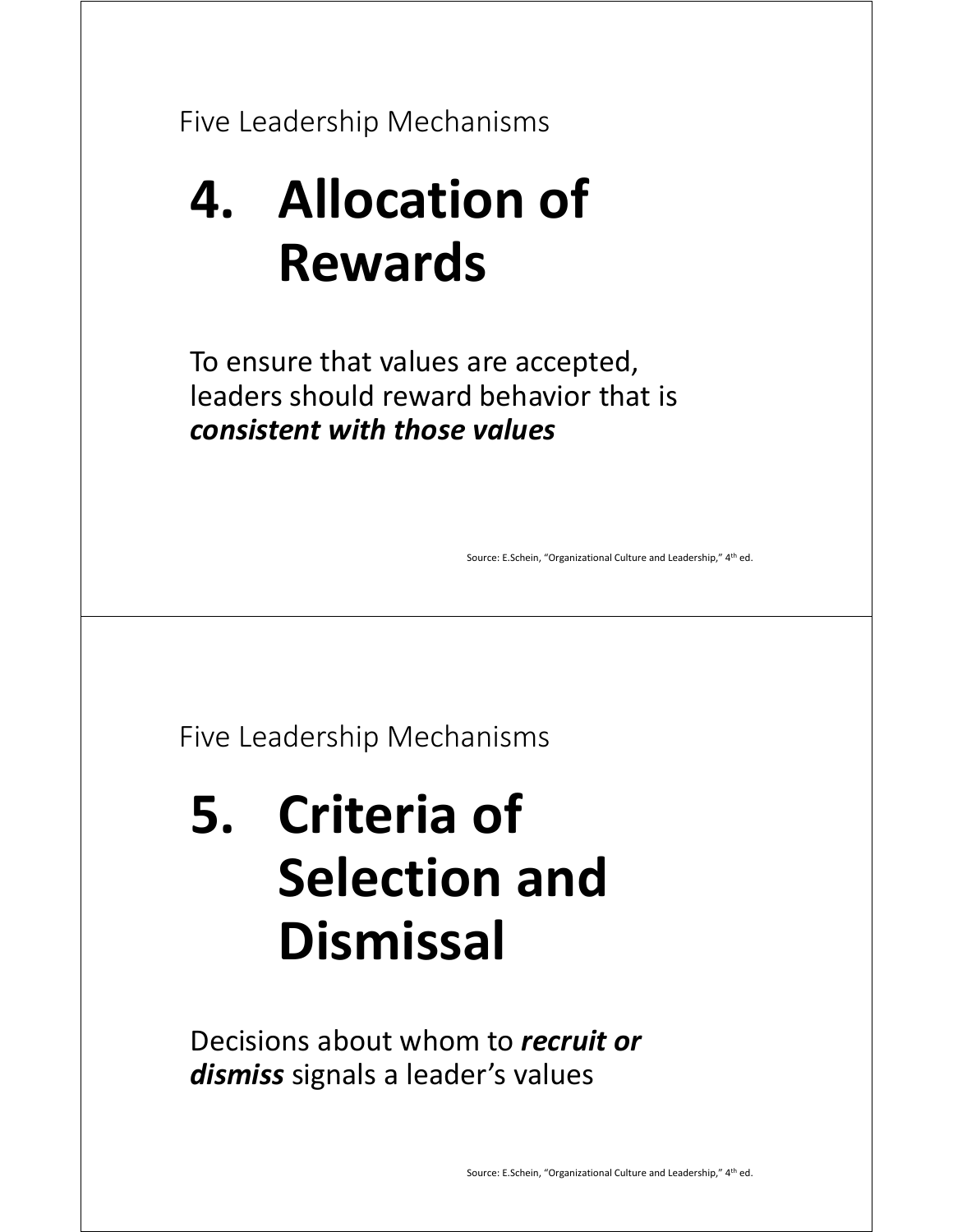Five Leadership Mechanisms

# 4. Allocation of Rewards

To ensure that values are accepted, leaders should reward behavior that is ***consistent with those values***

Source: E.Schein, "Organizational Culture and Leadership," 4th ed.

Five Leadership Mechanisms

# 5. Criteria of Selection and Dismissal

Decisions about whom to ***recruit or dismiss*** signals a leader's values

Source: E.Schein, "Organizational Culture and Leadership," 4th ed.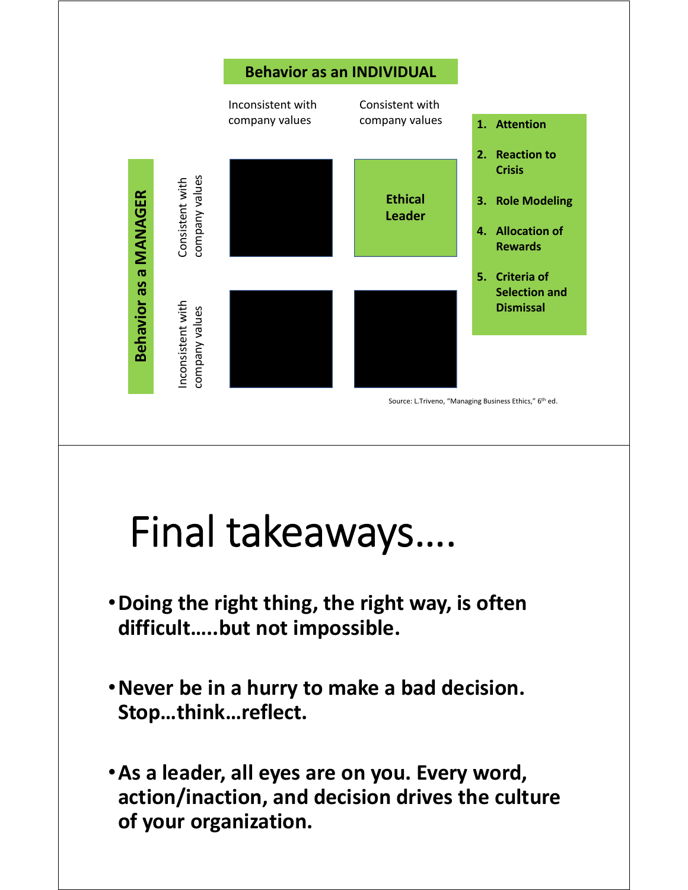**Behavior as an INDIVIDUAL**

| | | Inconsistent with company values | Consistent with company values |
| --- | --- | --- | --- |
| **Behavior as a MANAGER** | Consistent with company values | | **Ethical Leader** |
| | Inconsistent with company values | | |

1. **Attention**
2. **Reaction to Crisis**
3. **Role Modeling**
4. **Allocation of Rewards**
5. **Criteria of Selection and Dismissal**

Source: L.Triveno, "Managing Business Ethics," 6th ed.

# Final takeaways….

- **Doing the right thing, the right way, is often difficult…..but not impossible.**
- **Never be in a hurry to make a bad decision. Stop…think…reflect.**
- **As a leader, all eyes are on you. Every word, action/inaction, and decision drives the culture of your organization.**